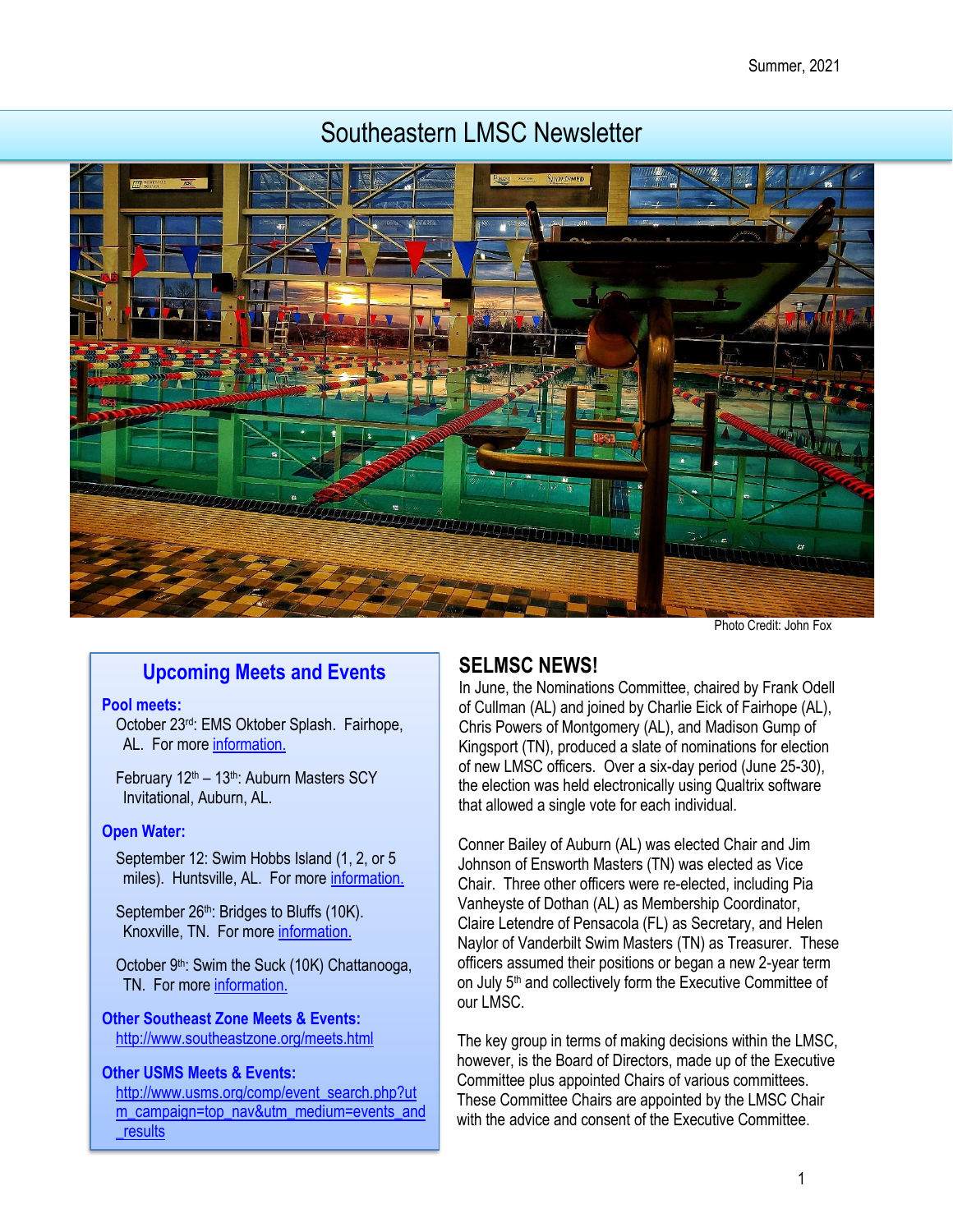Summer, 2021

# Southeastern LMSC Newsletter

Photo Credit: John Fox

## Upcoming Meets and Events

**Pool meets:**

October 23rd: EMS Oktober Splash. Fairhope, AL. For more information.

February 12th – 13th: Auburn Masters SCY Invitational, Auburn, AL.

**Open Water:**

September 12: Swim Hobbs Island (1, 2, or 5 miles). Huntsville, AL. For more information.

September 26th: Bridges to Bluffs (10K). Knoxville, TN. For more information.

October 9th: Swim the Suck (10K) Chattanooga, TN. For more information.

**Other Southeast Zone Meets & Events:**
http://www.southeastzone.org/meets.html

**Other USMS Meets & Events:**
http://www.usms.org/comp/event_search.php?utm_campaign=top_nav&utm_medium=events_and_results

## SELMSC NEWS!

In June, the Nominations Committee, chaired by Frank Odell of Cullman (AL) and joined by Charlie Eick of Fairhope (AL), Chris Powers of Montgomery (AL), and Madison Gump of Kingsport (TN), produced a slate of nominations for election of new LMSC officers. Over a six-day period (June 25-30), the election was held electronically using Qualtrix software that allowed a single vote for each individual.

Conner Bailey of Auburn (AL) was elected Chair and Jim Johnson of Ensworth Masters (TN) was elected as Vice Chair. Three other officers were re-elected, including Pia Vanheyste of Dothan (AL) as Membership Coordinator, Claire Letendre of Pensacola (FL) as Secretary, and Helen Naylor of Vanderbilt Swim Masters (TN) as Treasurer. These officers assumed their positions or began a new 2-year term on July 5th and collectively form the Executive Committee of our LMSC.

The key group in terms of making decisions within the LMSC, however, is the Board of Directors, made up of the Executive Committee plus appointed Chairs of various committees. These Committee Chairs are appointed by the LMSC Chair with the advice and consent of the Executive Committee.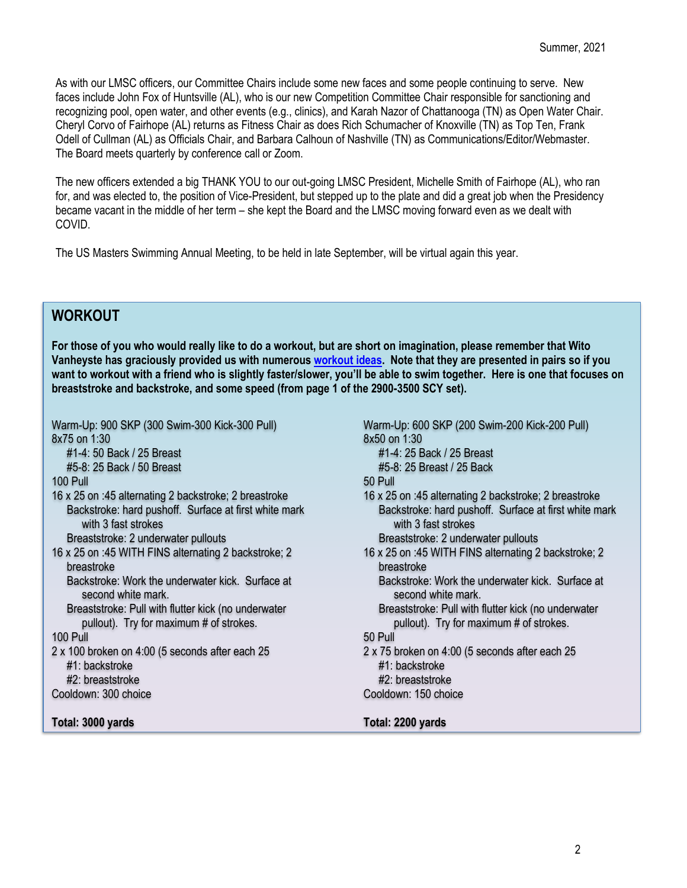As with our LMSC officers, our Committee Chairs include some new faces and some people continuing to serve. New faces include John Fox of Huntsville (AL), who is our new Competition Committee Chair responsible for sanctioning and recognizing pool, open water, and other events (e.g., clinics), and Karah Nazor of Chattanooga (TN) as Open Water Chair. Cheryl Corvo of Fairhope (AL) returns as Fitness Chair as does Rich Schumacher of Knoxville (TN) as Top Ten, Frank Odell of Cullman (AL) as Officials Chair, and Barbara Calhoun of Nashville (TN) as Communications/Editor/Webmaster. The Board meets quarterly by conference call or Zoom.

The new officers extended a big THANK YOU to our out-going LMSC President, Michelle Smith of Fairhope (AL), who ran for, and was elected to, the position of Vice-President, but stepped up to the plate and did a great job when the Presidency became vacant in the middle of her term – she kept the Board and the LMSC moving forward even as we dealt with COVID.

The US Masters Swimming Annual Meeting, to be held in late September, will be virtual again this year.

## WORKOUT

**For those of you who would really like to do a workout, but are short on imagination, please remember that Wito Vanheyste has graciously provided us with numerous workout ideas. Note that they are presented in pairs so if you want to workout with a friend who is slightly faster/slower, you'll be able to swim together. Here is one that focuses on breaststroke and backstroke, and some speed (from page 1 of the 2900-3500 SCY set).**

Warm-Up: 900 SKP (300 Swim-300 Kick-300 Pull)
8x75 on 1:30
- #1-4: 50 Back / 25 Breast
- #5-8: 25 Back / 50 Breast

100 Pull
16 x 25 on :45 alternating 2 backstroke; 2 breastroke
- Backstroke: hard pushoff. Surface at first white mark with 3 fast strokes
- Breaststroke: 2 underwater pullouts

16 x 25 on :45 WITH FINS alternating 2 backstroke; 2 breastroke
- Backstroke: Work the underwater kick. Surface at second white mark.
- Breaststroke: Pull with flutter kick (no underwater pullout). Try for maximum # of strokes.

100 Pull
2 x 100 broken on 4:00 (5 seconds after each 25
- #1: backstroke
- #2: breaststroke

Cooldown: 300 choice

**Total: 3000 yards**

Warm-Up: 600 SKP (200 Swim-200 Kick-200 Pull)
8x50 on 1:30
- #1-4: 25 Back / 25 Breast
- #5-8: 25 Breast / 25 Back

50 Pull
16 x 25 on :45 alternating 2 backstroke; 2 breastroke
- Backstroke: hard pushoff. Surface at first white mark with 3 fast strokes
- Breaststroke: 2 underwater pullouts

16 x 25 on :45 WITH FINS alternating 2 backstroke; 2 breastroke
- Backstroke: Work the underwater kick. Surface at second white mark.
- Breaststroke: Pull with flutter kick (no underwater pullout). Try for maximum # of strokes.

50 Pull
2 x 75 broken on 4:00 (5 seconds after each 25
- #1: backstroke
- #2: breaststroke

Cooldown: 150 choice

**Total: 2200 yards**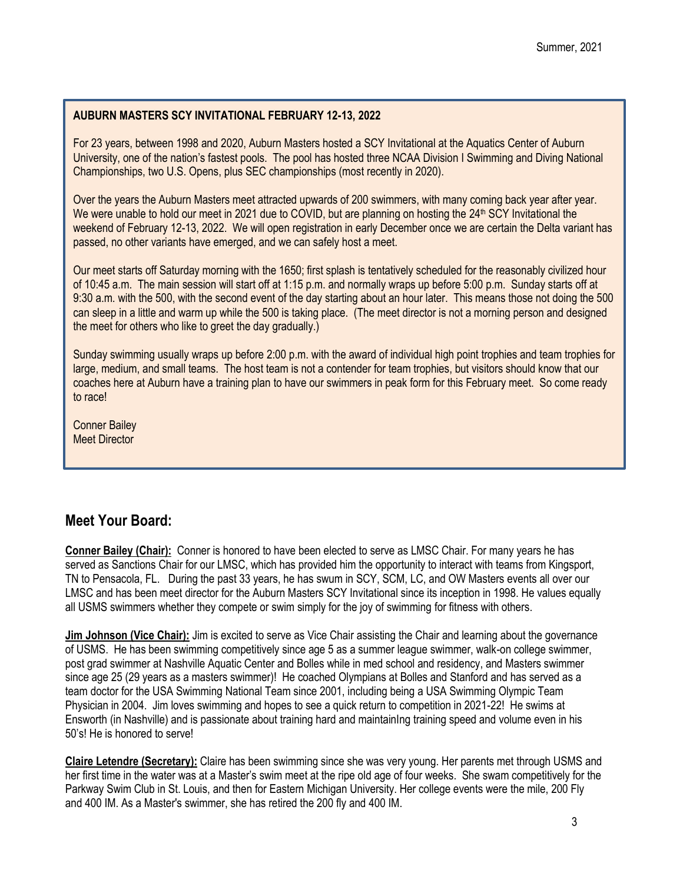**AUBURN MASTERS SCY INVITATIONAL FEBRUARY 12-13, 2022**

For 23 years, between 1998 and 2020, Auburn Masters hosted a SCY Invitational at the Aquatics Center of Auburn University, one of the nation's fastest pools. The pool has hosted three NCAA Division I Swimming and Diving National Championships, two U.S. Opens, plus SEC championships (most recently in 2020).

Over the years the Auburn Masters meet attracted upwards of 200 swimmers, with many coming back year after year. We were unable to hold our meet in 2021 due to COVID, but are planning on hosting the 24th SCY Invitational the weekend of February 12-13, 2022. We will open registration in early December once we are certain the Delta variant has passed, no other variants have emerged, and we can safely host a meet.

Our meet starts off Saturday morning with the 1650; first splash is tentatively scheduled for the reasonably civilized hour of 10:45 a.m. The main session will start off at 1:15 p.m. and normally wraps up before 5:00 p.m. Sunday starts off at 9:30 a.m. with the 500, with the second event of the day starting about an hour later. This means those not doing the 500 can sleep in a little and warm up while the 500 is taking place. (The meet director is not a morning person and designed the meet for others who like to greet the day gradually.)

Sunday swimming usually wraps up before 2:00 p.m. with the award of individual high point trophies and team trophies for large, medium, and small teams. The host team is not a contender for team trophies, but visitors should know that our coaches here at Auburn have a training plan to have our swimmers in peak form for this February meet. So come ready to race!

Conner Bailey
Meet Director

## Meet Your Board:

**Conner Bailey (Chair):** Conner is honored to have been elected to serve as LMSC Chair. For many years he has served as Sanctions Chair for our LMSC, which has provided him the opportunity to interact with teams from Kingsport, TN to Pensacola, FL. During the past 33 years, he has swum in SCY, SCM, LC, and OW Masters events all over our LMSC and has been meet director for the Auburn Masters SCY Invitational since its inception in 1998. He values equally all USMS swimmers whether they compete or swim simply for the joy of swimming for fitness with others.

**Jim Johnson (Vice Chair):** Jim is excited to serve as Vice Chair assisting the Chair and learning about the governance of USMS. He has been swimming competitively since age 5 as a summer league swimmer, walk-on college swimmer, post grad swimmer at Nashville Aquatic Center and Bolles while in med school and residency, and Masters swimmer since age 25 (29 years as a masters swimmer)! He coached Olympians at Bolles and Stanford and has served as a team doctor for the USA Swimming National Team since 2001, including being a USA Swimming Olympic Team Physician in 2004. Jim loves swimming and hopes to see a quick return to competition in 2021-22! He swims at Ensworth (in Nashville) and is passionate about training hard and maintainIng training speed and volume even in his 50's! He is honored to serve!

**Claire Letendre (Secretary):** Claire has been swimming since she was very young. Her parents met through USMS and her first time in the water was at a Master's swim meet at the ripe old age of four weeks. She swam competitively for the Parkway Swim Club in St. Louis, and then for Eastern Michigan University. Her college events were the mile, 200 Fly and 400 IM. As a Master's swimmer, she has retired the 200 fly and 400 IM.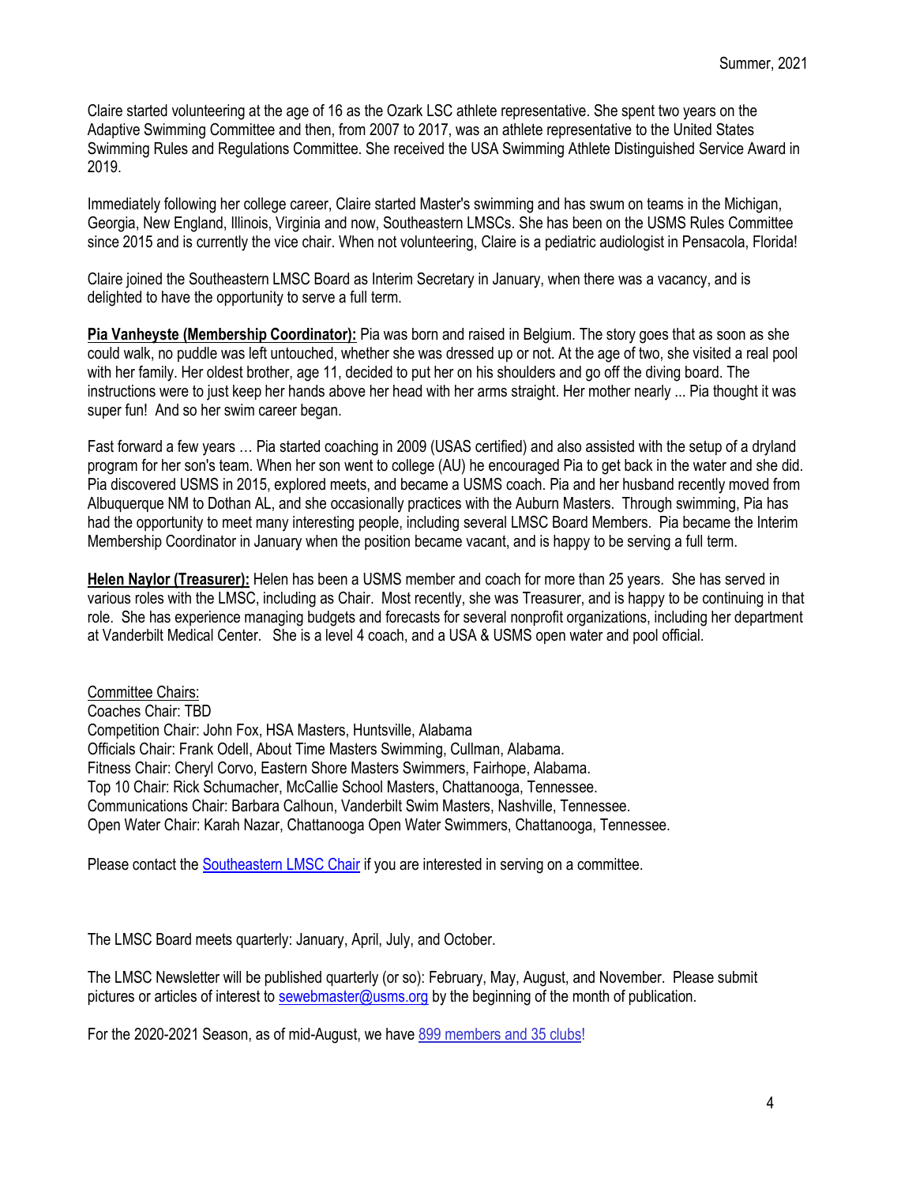Claire started volunteering at the age of 16 as the Ozark LSC athlete representative. She spent two years on the Adaptive Swimming Committee and then, from 2007 to 2017, was an athlete representative to the United States Swimming Rules and Regulations Committee. She received the USA Swimming Athlete Distinguished Service Award in 2019.

Immediately following her college career, Claire started Master's swimming and has swum on teams in the Michigan, Georgia, New England, Illinois, Virginia and now, Southeastern LMSCs. She has been on the USMS Rules Committee since 2015 and is currently the vice chair. When not volunteering, Claire is a pediatric audiologist in Pensacola, Florida!

Claire joined the Southeastern LMSC Board as Interim Secretary in January, when there was a vacancy, and is delighted to have the opportunity to serve a full term.

**Pia Vanheyste (Membership Coordinator):** Pia was born and raised in Belgium. The story goes that as soon as she could walk, no puddle was left untouched, whether she was dressed up or not. At the age of two, she visited a real pool with her family. Her oldest brother, age 11, decided to put her on his shoulders and go off the diving board. The instructions were to just keep her hands above her head with her arms straight. Her mother nearly ... Pia thought it was super fun! And so her swim career began.

Fast forward a few years … Pia started coaching in 2009 (USAS certified) and also assisted with the setup of a dryland program for her son's team. When her son went to college (AU) he encouraged Pia to get back in the water and she did. Pia discovered USMS in 2015, explored meets, and became a USMS coach. Pia and her husband recently moved from Albuquerque NM to Dothan AL, and she occasionally practices with the Auburn Masters. Through swimming, Pia has had the opportunity to meet many interesting people, including several LMSC Board Members. Pia became the Interim Membership Coordinator in January when the position became vacant, and is happy to be serving a full term.

**Helen Naylor (Treasurer):** Helen has been a USMS member and coach for more than 25 years. She has served in various roles with the LMSC, including as Chair. Most recently, she was Treasurer, and is happy to be continuing in that role. She has experience managing budgets and forecasts for several nonprofit organizations, including her department at Vanderbilt Medical Center. She is a level 4 coach, and a USA & USMS open water and pool official.

Committee Chairs:
Coaches Chair: TBD
Competition Chair: John Fox, HSA Masters, Huntsville, Alabama
Officials Chair: Frank Odell, About Time Masters Swimming, Cullman, Alabama.
Fitness Chair: Cheryl Corvo, Eastern Shore Masters Swimmers, Fairhope, Alabama.
Top 10 Chair: Rick Schumacher, McCallie School Masters, Chattanooga, Tennessee.
Communications Chair: Barbara Calhoun, Vanderbilt Swim Masters, Nashville, Tennessee.
Open Water Chair: Karah Nazar, Chattanooga Open Water Swimmers, Chattanooga, Tennessee.

Please contact the Southeastern LMSC Chair if you are interested in serving on a committee.

The LMSC Board meets quarterly: January, April, July, and October.

The LMSC Newsletter will be published quarterly (or so): February, May, August, and November. Please submit pictures or articles of interest to sewebmaster@usms.org by the beginning of the month of publication.

For the 2020-2021 Season, as of mid-August, we have 899 members and 35 clubs!